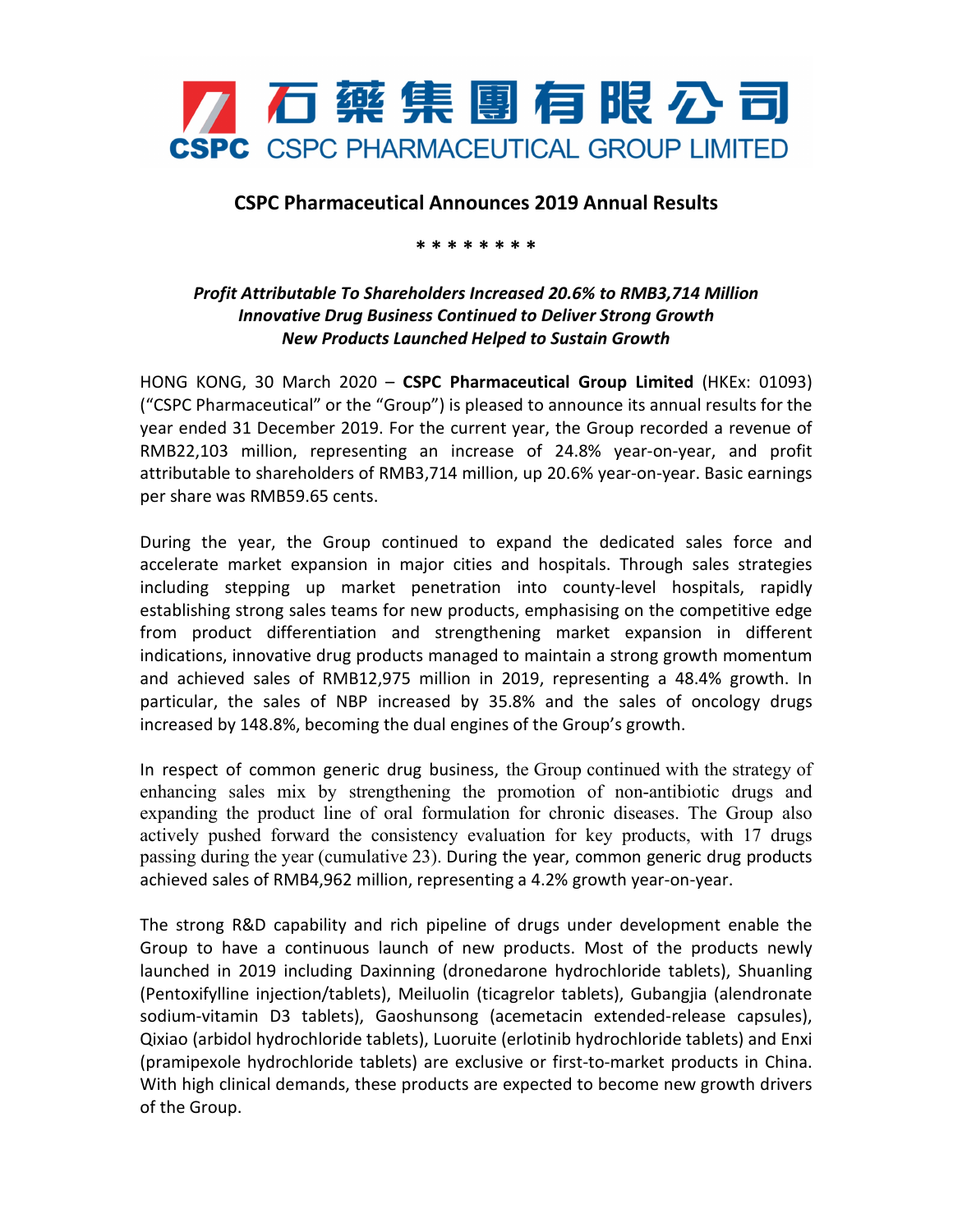石藥集團有限公司
CSPC PHARMACEUTICAL GROUP LIMITED

# CSPC Pharmaceutical Announces 2019 Annual Results

\* \* \* \* \* \* \* \*

***Profit Attributable To Shareholders Increased 20.6% to RMB3,714 Million***
***Innovative Drug Business Continued to Deliver Strong Growth***
***New Products Launched Helped to Sustain Growth***

HONG KONG, 30 March 2020 – **CSPC Pharmaceutical Group Limited** (HKEx: 01093) ("CSPC Pharmaceutical" or the "Group") is pleased to announce its annual results for the year ended 31 December 2019. For the current year, the Group recorded a revenue of RMB22,103 million, representing an increase of 24.8% year-on-year, and profit attributable to shareholders of RMB3,714 million, up 20.6% year-on-year. Basic earnings per share was RMB59.65 cents.

During the year, the Group continued to expand the dedicated sales force and accelerate market expansion in major cities and hospitals. Through sales strategies including stepping up market penetration into county-level hospitals, rapidly establishing strong sales teams for new products, emphasising on the competitive edge from product differentiation and strengthening market expansion in different indications, innovative drug products managed to maintain a strong growth momentum and achieved sales of RMB12,975 million in 2019, representing a 48.4% growth. In particular, the sales of NBP increased by 35.8% and the sales of oncology drugs increased by 148.8%, becoming the dual engines of the Group's growth.

In respect of common generic drug business, the Group continued with the strategy of enhancing sales mix by strengthening the promotion of non-antibiotic drugs and expanding the product line of oral formulation for chronic diseases. The Group also actively pushed forward the consistency evaluation for key products, with 17 drugs passing during the year (cumulative 23). During the year, common generic drug products achieved sales of RMB4,962 million, representing a 4.2% growth year-on-year.

The strong R&D capability and rich pipeline of drugs under development enable the Group to have a continuous launch of new products. Most of the products newly launched in 2019 including Daxinning (dronedarone hydrochloride tablets), Shuanling (Pentoxifylline injection/tablets), Meiluolin (ticagrelor tablets), Gubangjia (alendronate sodium-vitamin D3 tablets), Gaoshunsong (acemetacin extended-release capsules), Qixiao (arbidol hydrochloride tablets), Luoruite (erlotinib hydrochloride tablets) and Enxi (pramipexole hydrochloride tablets) are exclusive or first-to-market products in China. With high clinical demands, these products are expected to become new growth drivers of the Group.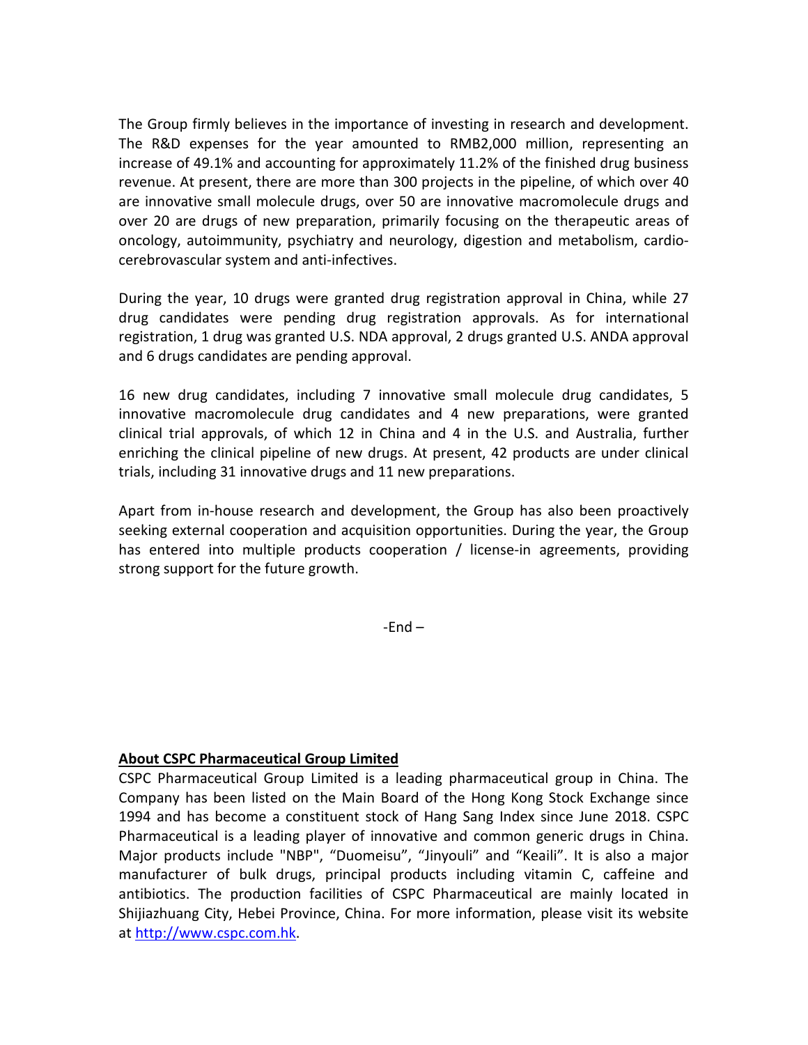The Group firmly believes in the importance of investing in research and development. The R&D expenses for the year amounted to RMB2,000 million, representing an increase of 49.1% and accounting for approximately 11.2% of the finished drug business revenue. At present, there are more than 300 projects in the pipeline, of which over 40 are innovative small molecule drugs, over 50 are innovative macromolecule drugs and over 20 are drugs of new preparation, primarily focusing on the therapeutic areas of oncology, autoimmunity, psychiatry and neurology, digestion and metabolism, cardio-cerebrovascular system and anti-infectives.

During the year, 10 drugs were granted drug registration approval in China, while 27 drug candidates were pending drug registration approvals. As for international registration, 1 drug was granted U.S. NDA approval, 2 drugs granted U.S. ANDA approval and 6 drugs candidates are pending approval.

16 new drug candidates, including 7 innovative small molecule drug candidates, 5 innovative macromolecule drug candidates and 4 new preparations, were granted clinical trial approvals, of which 12 in China and 4 in the U.S. and Australia, further enriching the clinical pipeline of new drugs. At present, 42 products are under clinical trials, including 31 innovative drugs and 11 new preparations.

Apart from in-house research and development, the Group has also been proactively seeking external cooperation and acquisition opportunities. During the year, the Group has entered into multiple products cooperation / license-in agreements, providing strong support for the future growth.

-End –

**About CSPC Pharmaceutical Group Limited**

CSPC Pharmaceutical Group Limited is a leading pharmaceutical group in China. The Company has been listed on the Main Board of the Hong Kong Stock Exchange since 1994 and has become a constituent stock of Hang Sang Index since June 2018. CSPC Pharmaceutical is a leading player of innovative and common generic drugs in China. Major products include "NBP", “Duomeisu”, “Jinyouli” and “Keaili”. It is also a major manufacturer of bulk drugs, principal products including vitamin C, caffeine and antibiotics. The production facilities of CSPC Pharmaceutical are mainly located in Shijiazhuang City, Hebei Province, China. For more information, please visit its website at http://www.cspc.com.hk.